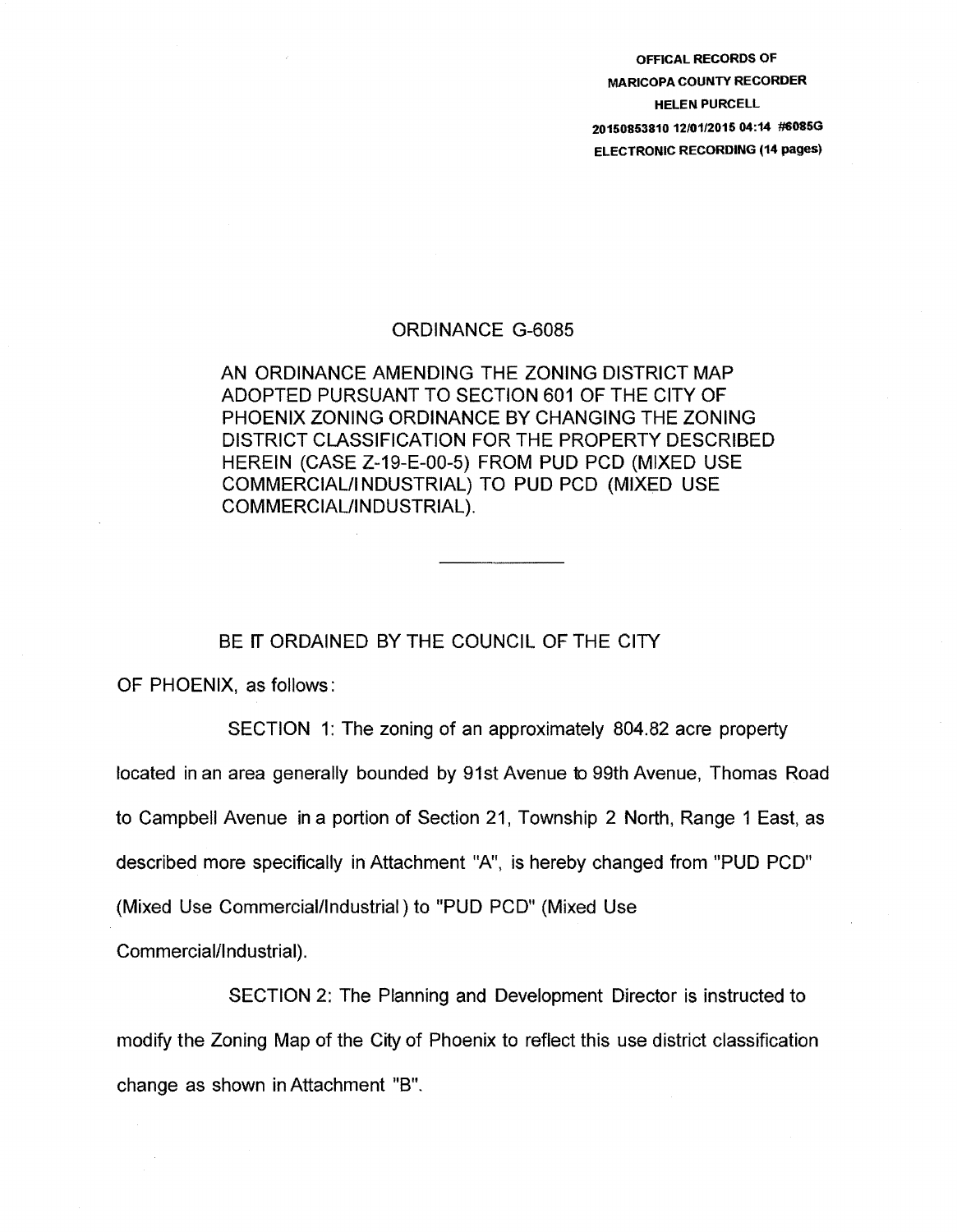OFFICAL RECORDS OF
MARICOPA COUNTY RECORDER
HELEN PURCELL
20150853810 12/01/2015 04:14 #6085G
ELECTRONIC RECORDING (14 pages)

# ORDINANCE G-6085

AN ORDINANCE AMENDING THE ZONING DISTRICT MAP ADOPTED PURSUANT TO SECTION 601 OF THE CITY OF PHOENIX ZONING ORDINANCE BY CHANGING THE ZONING DISTRICT CLASSIFICATION FOR THE PROPERTY DESCRIBED HEREIN (CASE Z-19-E-00-5) FROM PUD PCD (MIXED USE COMMERCIAL/INDUSTRIAL) TO PUD PCD (MIXED USE COMMERCIAL/INDUSTRIAL).

---

BE IT ORDAINED BY THE COUNCIL OF THE CITY OF PHOENIX, as follows:

SECTION 1: The zoning of an approximately 804.82 acre property located in an area generally bounded by 91st Avenue to 99th Avenue, Thomas Road to Campbell Avenue in a portion of Section 21, Township 2 North, Range 1 East, as described more specifically in Attachment "A", is hereby changed from "PUD PCD" (Mixed Use Commercial/Industrial) to "PUD PCD" (Mixed Use Commercial/Industrial).

SECTION 2: The Planning and Development Director is instructed to modify the Zoning Map of the City of Phoenix to reflect this use district classification change as shown in Attachment "B".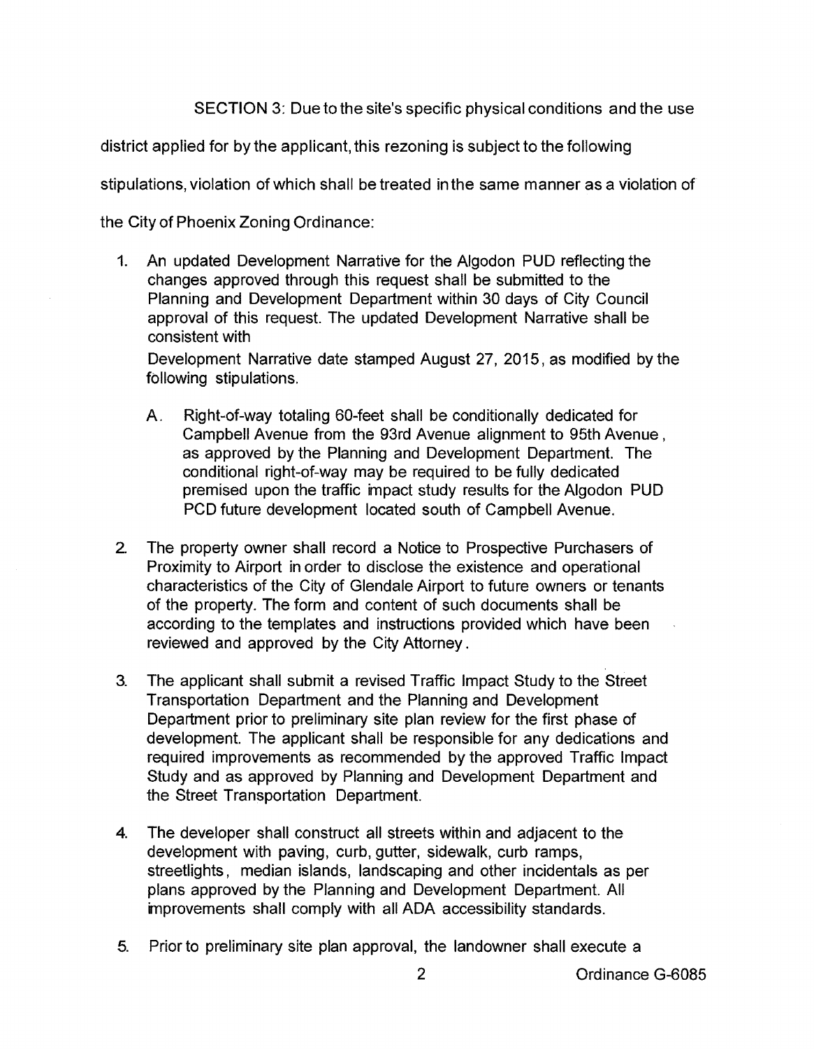SECTION 3: Due to the site's specific physical conditions and the use district applied for by the applicant, this rezoning is subject to the following stipulations, violation of which shall be treated in the same manner as a violation of the City of Phoenix Zoning Ordinance:

1. An updated Development Narrative for the Algodon PUD reflecting the changes approved through this request shall be submitted to the Planning and Development Department within 30 days of City Council approval of this request. The updated Development Narrative shall be consistent with

   Development Narrative date stamped August 27, 2015, as modified by the following stipulations.

   A. Right-of-way totaling 60-feet shall be conditionally dedicated for Campbell Avenue from the 93rd Avenue alignment to 95th Avenue, as approved by the Planning and Development Department. The conditional right-of-way may be required to be fully dedicated premised upon the traffic impact study results for the Algodon PUD PCD future development located south of Campbell Avenue.

2. The property owner shall record a Notice to Prospective Purchasers of Proximity to Airport in order to disclose the existence and operational characteristics of the City of Glendale Airport to future owners or tenants of the property. The form and content of such documents shall be according to the templates and instructions provided which have been reviewed and approved by the City Attorney.

3. The applicant shall submit a revised Traffic Impact Study to the Street Transportation Department and the Planning and Development Department prior to preliminary site plan review for the first phase of development. The applicant shall be responsible for any dedications and required improvements as recommended by the approved Traffic Impact Study and as approved by Planning and Development Department and the Street Transportation Department.

4. The developer shall construct all streets within and adjacent to the development with paving, curb, gutter, sidewalk, curb ramps, streetlights, median islands, landscaping and other incidentals as per plans approved by the Planning and Development Department. All improvements shall comply with all ADA accessibility standards.

5. Prior to preliminary site plan approval, the landowner shall execute a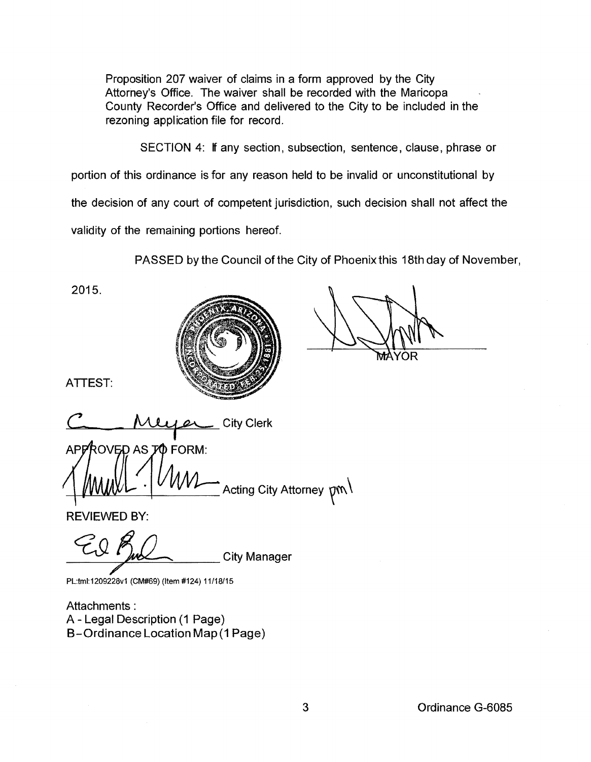Proposition 207 waiver of claims in a form approved by the City Attorney's Office. The waiver shall be recorded with the Maricopa County Recorder's Office and delivered to the City to be included in the rezoning application file for record.

SECTION 4: If any section, subsection, sentence, clause, phrase or portion of this ordinance is for any reason held to be invalid or unconstitutional by the decision of any court of competent jurisdiction, such decision shall not affect the validity of the remaining portions hereof.

PASSED by the Council of the City of Phoenix this 18th day of November, 2015.

MAYOR

ATTEST:

City Clerk

APPROVED AS TO FORM:

Acting City Attorney pml

REVIEWED BY:

City Manager

PL:tml:1209228v1 (CM#69) (Item #124) 11/18/15

Attachments :
A - Legal Description (1 Page)
B - Ordinance Location Map (1 Page)

Ordinance G-6085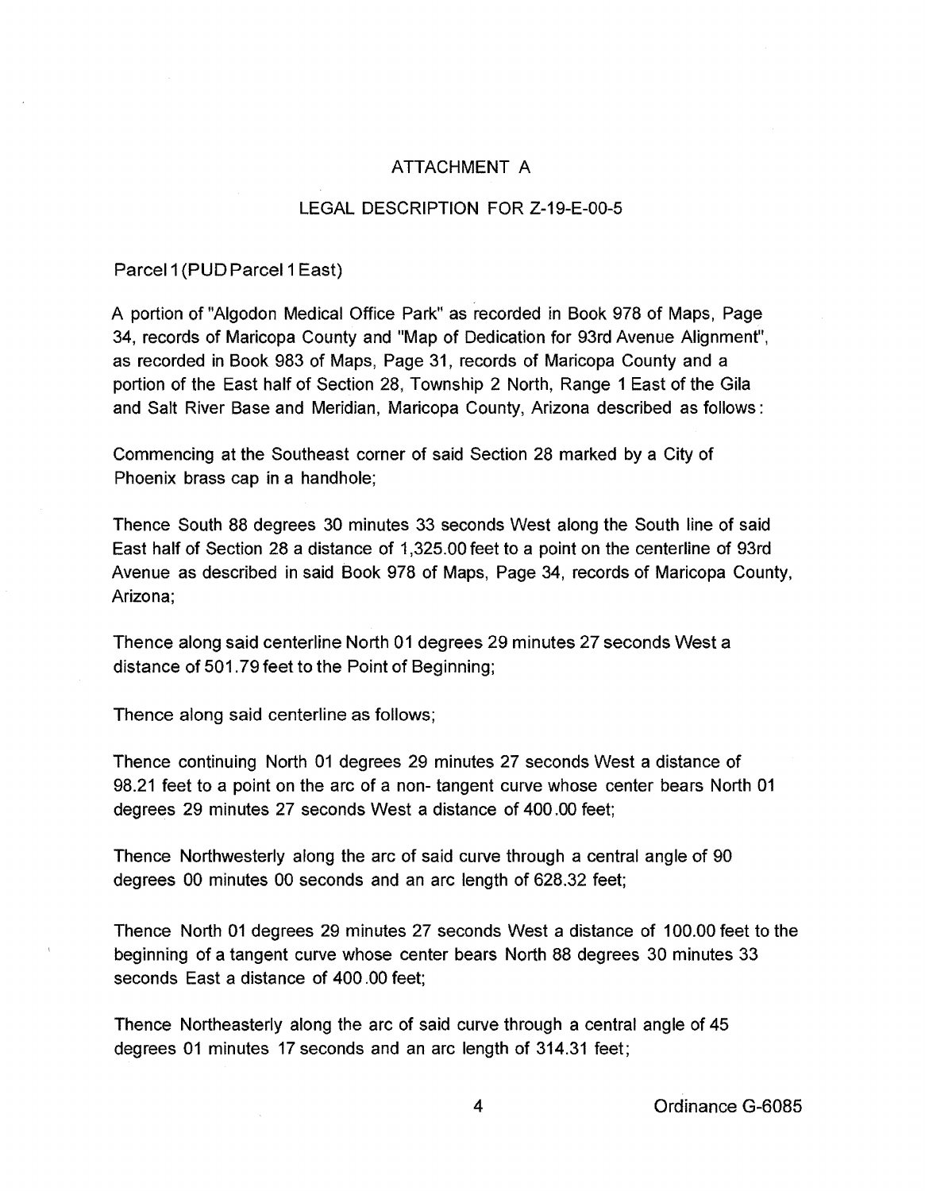# ATTACHMENT A

## LEGAL DESCRIPTION FOR Z-19-E-00-5

Parcel 1 (PUD Parcel 1 East)

A portion of "Algodon Medical Office Park" as recorded in Book 978 of Maps, Page 34, records of Maricopa County and "Map of Dedication for 93rd Avenue Alignment", as recorded in Book 983 of Maps, Page 31, records of Maricopa County and a portion of the East half of Section 28, Township 2 North, Range 1 East of the Gila and Salt River Base and Meridian, Maricopa County, Arizona described as follows:

Commencing at the Southeast corner of said Section 28 marked by a City of Phoenix brass cap in a handhole;

Thence South 88 degrees 30 minutes 33 seconds West along the South line of said East half of Section 28 a distance of 1,325.00 feet to a point on the centerline of 93rd Avenue as described in said Book 978 of Maps, Page 34, records of Maricopa County, Arizona;

Thence along said centerline North 01 degrees 29 minutes 27 seconds West a distance of 501.79 feet to the Point of Beginning;

Thence along said centerline as follows;

Thence continuing North 01 degrees 29 minutes 27 seconds West a distance of 98.21 feet to a point on the arc of a non- tangent curve whose center bears North 01 degrees 29 minutes 27 seconds West a distance of 400.00 feet;

Thence Northwesterly along the arc of said curve through a central angle of 90 degrees 00 minutes 00 seconds and an arc length of 628.32 feet;

Thence North 01 degrees 29 minutes 27 seconds West a distance of 100.00 feet to the beginning of a tangent curve whose center bears North 88 degrees 30 minutes 33 seconds East a distance of 400.00 feet;

Thence Northeasterly along the arc of said curve through a central angle of 45 degrees 01 minutes 17 seconds and an arc length of 314.31 feet;

Ordinance G-6085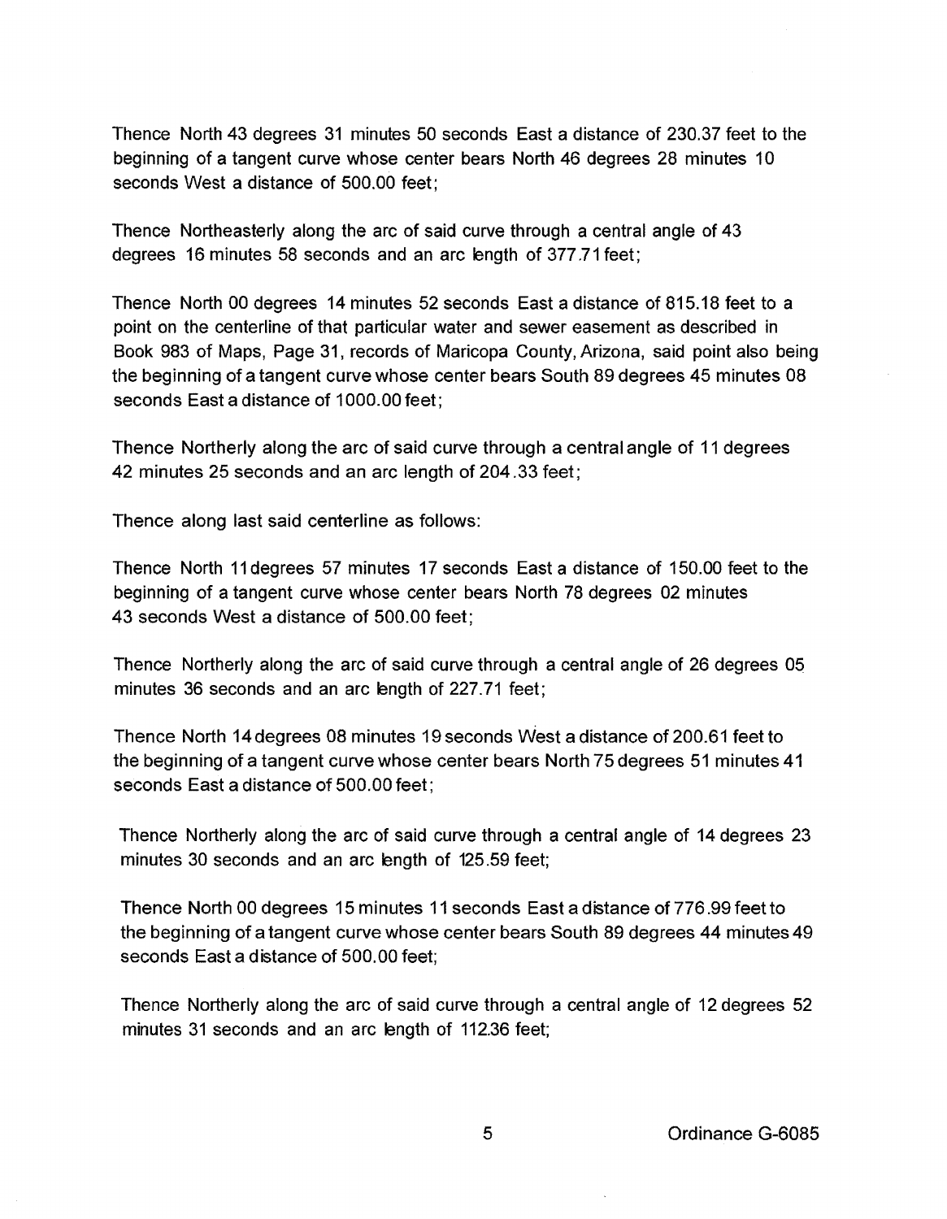Thence North 43 degrees 31 minutes 50 seconds East a distance of 230.37 feet to the beginning of a tangent curve whose center bears North 46 degrees 28 minutes 10 seconds West a distance of 500.00 feet;

Thence Northeasterly along the arc of said curve through a central angle of 43 degrees 16 minutes 58 seconds and an arc length of 377.71 feet;

Thence North 00 degrees 14 minutes 52 seconds East a distance of 815.18 feet to a point on the centerline of that particular water and sewer easement as described in Book 983 of Maps, Page 31, records of Maricopa County, Arizona, said point also being the beginning of a tangent curve whose center bears South 89 degrees 45 minutes 08 seconds East a distance of 1000.00 feet;

Thence Northerly along the arc of said curve through a central angle of 11 degrees 42 minutes 25 seconds and an arc length of 204.33 feet;

Thence along last said centerline as follows:

Thence North 11 degrees 57 minutes 17 seconds East a distance of 150.00 feet to the beginning of a tangent curve whose center bears North 78 degrees 02 minutes 43 seconds West a distance of 500.00 feet;

Thence Northerly along the arc of said curve through a central angle of 26 degrees 05 minutes 36 seconds and an arc length of 227.71 feet;

Thence North 14 degrees 08 minutes 19 seconds West a distance of 200.61 feet to the beginning of a tangent curve whose center bears North 75 degrees 51 minutes 41 seconds East a distance of 500.00 feet;

Thence Northerly along the arc of said curve through a central angle of 14 degrees 23 minutes 30 seconds and an arc length of 125.59 feet;

Thence North 00 degrees 15 minutes 11 seconds East a distance of 776.99 feet to the beginning of a tangent curve whose center bears South 89 degrees 44 minutes 49 seconds East a distance of 500.00 feet;

Thence Northerly along the arc of said curve through a central angle of 12 degrees 52 minutes 31 seconds and an arc length of 112.36 feet;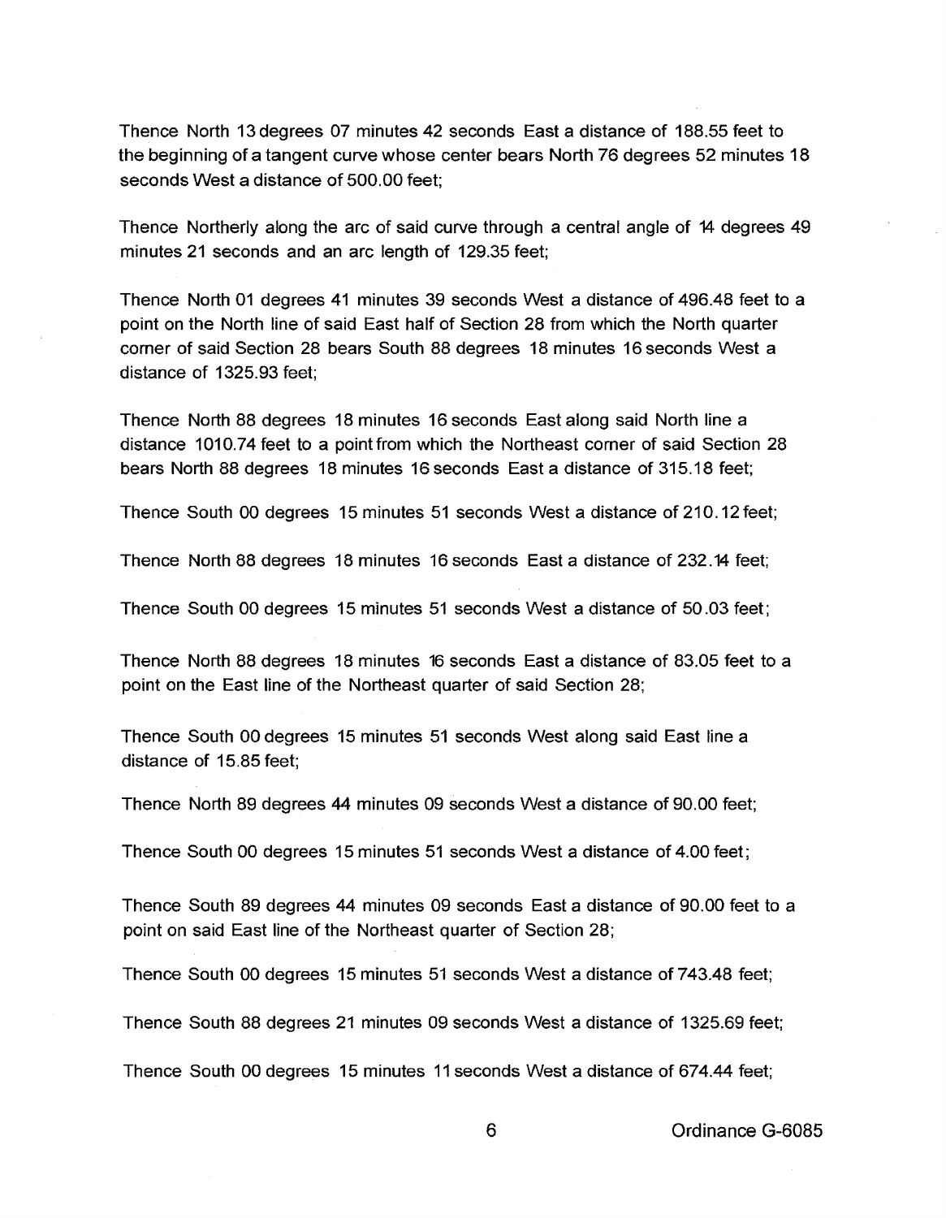Thence North 13 degrees 07 minutes 42 seconds East a distance of 188.55 feet to the beginning of a tangent curve whose center bears North 76 degrees 52 minutes 18 seconds West a distance of 500.00 feet;

Thence Northerly along the arc of said curve through a central angle of 14 degrees 49 minutes 21 seconds and an arc length of 129.35 feet;

Thence North 01 degrees 41 minutes 39 seconds West a distance of 496.48 feet to a point on the North line of said East half of Section 28 from which the North quarter corner of said Section 28 bears South 88 degrees 18 minutes 16 seconds West a distance of 1325.93 feet;

Thence North 88 degrees 18 minutes 16 seconds East along said North line a distance 1010.74 feet to a point from which the Northeast corner of said Section 28 bears North 88 degrees 18 minutes 16 seconds East a distance of 315.18 feet;

Thence South 00 degrees 15 minutes 51 seconds West a distance of 210.12 feet;

Thence North 88 degrees 18 minutes 16 seconds East a distance of 232.14 feet;

Thence South 00 degrees 15 minutes 51 seconds West a distance of 50.03 feet;

Thence North 88 degrees 18 minutes 16 seconds East a distance of 83.05 feet to a point on the East line of the Northeast quarter of said Section 28;

Thence South 00 degrees 15 minutes 51 seconds West along said East line a distance of 15.85 feet;

Thence North 89 degrees 44 minutes 09 seconds West a distance of 90.00 feet;

Thence South 00 degrees 15 minutes 51 seconds West a distance of 4.00 feet;

Thence South 89 degrees 44 minutes 09 seconds East a distance of 90.00 feet to a point on said East line of the Northeast quarter of Section 28;

Thence South 00 degrees 15 minutes 51 seconds West a distance of 743.48 feet;

Thence South 88 degrees 21 minutes 09 seconds West a distance of 1325.69 feet;

Thence South 00 degrees 15 minutes 11 seconds West a distance of 674.44 feet;

Ordinance G-6085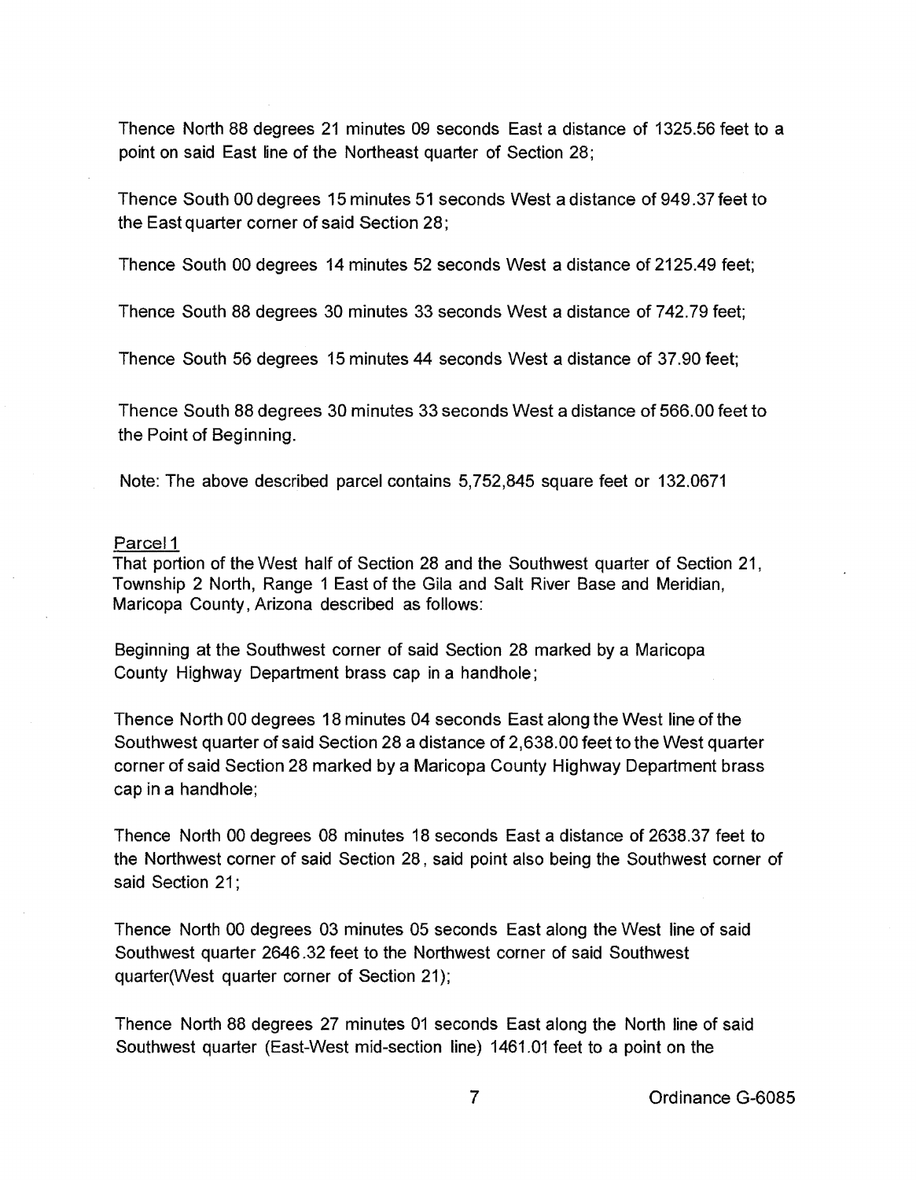Thence North 88 degrees 21 minutes 09 seconds East a distance of 1325.56 feet to a point on said East line of the Northeast quarter of Section 28;

Thence South 00 degrees 15 minutes 51 seconds West a distance of 949.37 feet to the East quarter corner of said Section 28;

Thence South 00 degrees 14 minutes 52 seconds West a distance of 2125.49 feet;

Thence South 88 degrees 30 minutes 33 seconds West a distance of 742.79 feet;

Thence South 56 degrees 15 minutes 44 seconds West a distance of 37.90 feet;

Thence South 88 degrees 30 minutes 33 seconds West a distance of 566.00 feet to the Point of Beginning.

Note: The above described parcel contains 5,752,845 square feet or 132.0671

Parcel 1

That portion of the West half of Section 28 and the Southwest quarter of Section 21, Township 2 North, Range 1 East of the Gila and Salt River Base and Meridian, Maricopa County, Arizona described as follows:

Beginning at the Southwest corner of said Section 28 marked by a Maricopa County Highway Department brass cap in a handhole;

Thence North 00 degrees 18 minutes 04 seconds East along the West line of the Southwest quarter of said Section 28 a distance of 2,638.00 feet to the West quarter corner of said Section 28 marked by a Maricopa County Highway Department brass cap in a handhole;

Thence North 00 degrees 08 minutes 18 seconds East a distance of 2638.37 feet to the Northwest corner of said Section 28, said point also being the Southwest corner of said Section 21;

Thence North 00 degrees 03 minutes 05 seconds East along the West line of said Southwest quarter 2646.32 feet to the Northwest corner of said Southwest quarter(West quarter corner of Section 21);

Thence North 88 degrees 27 minutes 01 seconds East along the North line of said Southwest quarter (East-West mid-section line) 1461.01 feet to a point on the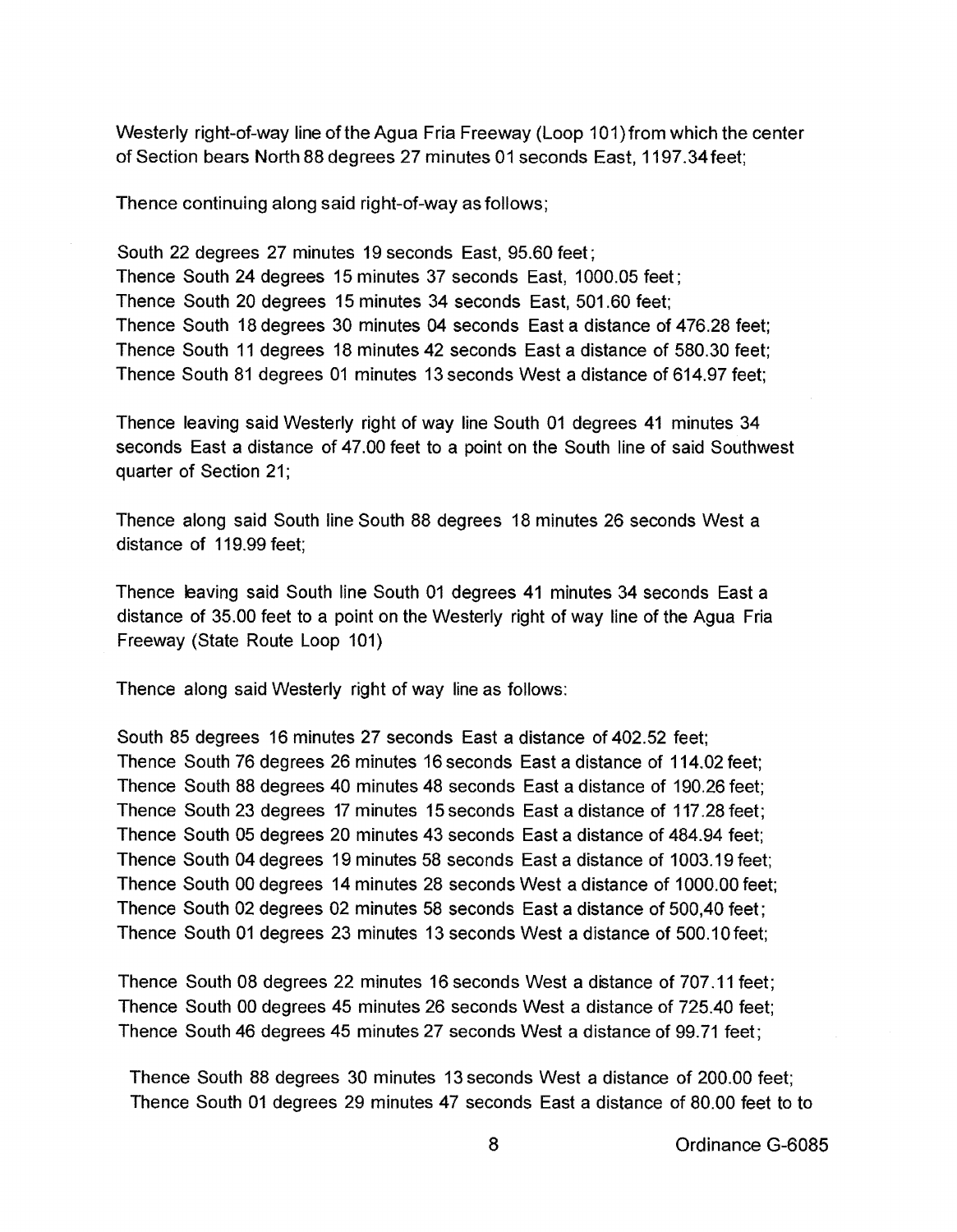Westerly right-of-way line of the Agua Fria Freeway (Loop 101) from which the center of Section bears North 88 degrees 27 minutes 01 seconds East, 1197.34 feet;

Thence continuing along said right-of-way as follows;

South 22 degrees 27 minutes 19 seconds East, 95.60 feet;
Thence South 24 degrees 15 minutes 37 seconds East, 1000.05 feet;
Thence South 20 degrees 15 minutes 34 seconds East, 501.60 feet;
Thence South 18 degrees 30 minutes 04 seconds East a distance of 476.28 feet;
Thence South 11 degrees 18 minutes 42 seconds East a distance of 580.30 feet;
Thence South 81 degrees 01 minutes 13 seconds West a distance of 614.97 feet;

Thence leaving said Westerly right of way line South 01 degrees 41 minutes 34 seconds East a distance of 47.00 feet to a point on the South line of said Southwest quarter of Section 21;

Thence along said South line South 88 degrees 18 minutes 26 seconds West a distance of 119.99 feet;

Thence leaving said South line South 01 degrees 41 minutes 34 seconds East a distance of 35.00 feet to a point on the Westerly right of way line of the Agua Fria Freeway (State Route Loop 101)

Thence along said Westerly right of way line as follows:

South 85 degrees 16 minutes 27 seconds East a distance of 402.52 feet;
Thence South 76 degrees 26 minutes 16 seconds East a distance of 114.02 feet;
Thence South 88 degrees 40 minutes 48 seconds East a distance of 190.26 feet;
Thence South 23 degrees 17 minutes 15 seconds East a distance of 117.28 feet;
Thence South 05 degrees 20 minutes 43 seconds East a distance of 484.94 feet;
Thence South 04 degrees 19 minutes 58 seconds East a distance of 1003.19 feet;
Thence South 00 degrees 14 minutes 28 seconds West a distance of 1000.00 feet;
Thence South 02 degrees 02 minutes 58 seconds East a distance of 500,40 feet;
Thence South 01 degrees 23 minutes 13 seconds West a distance of 500.10 feet;

Thence South 08 degrees 22 minutes 16 seconds West a distance of 707.11 feet;
Thence South 00 degrees 45 minutes 26 seconds West a distance of 725.40 feet;
Thence South 46 degrees 45 minutes 27 seconds West a distance of 99.71 feet;

Thence South 88 degrees 30 minutes 13 seconds West a distance of 200.00 feet;
Thence South 01 degrees 29 minutes 47 seconds East a distance of 80.00 feet to to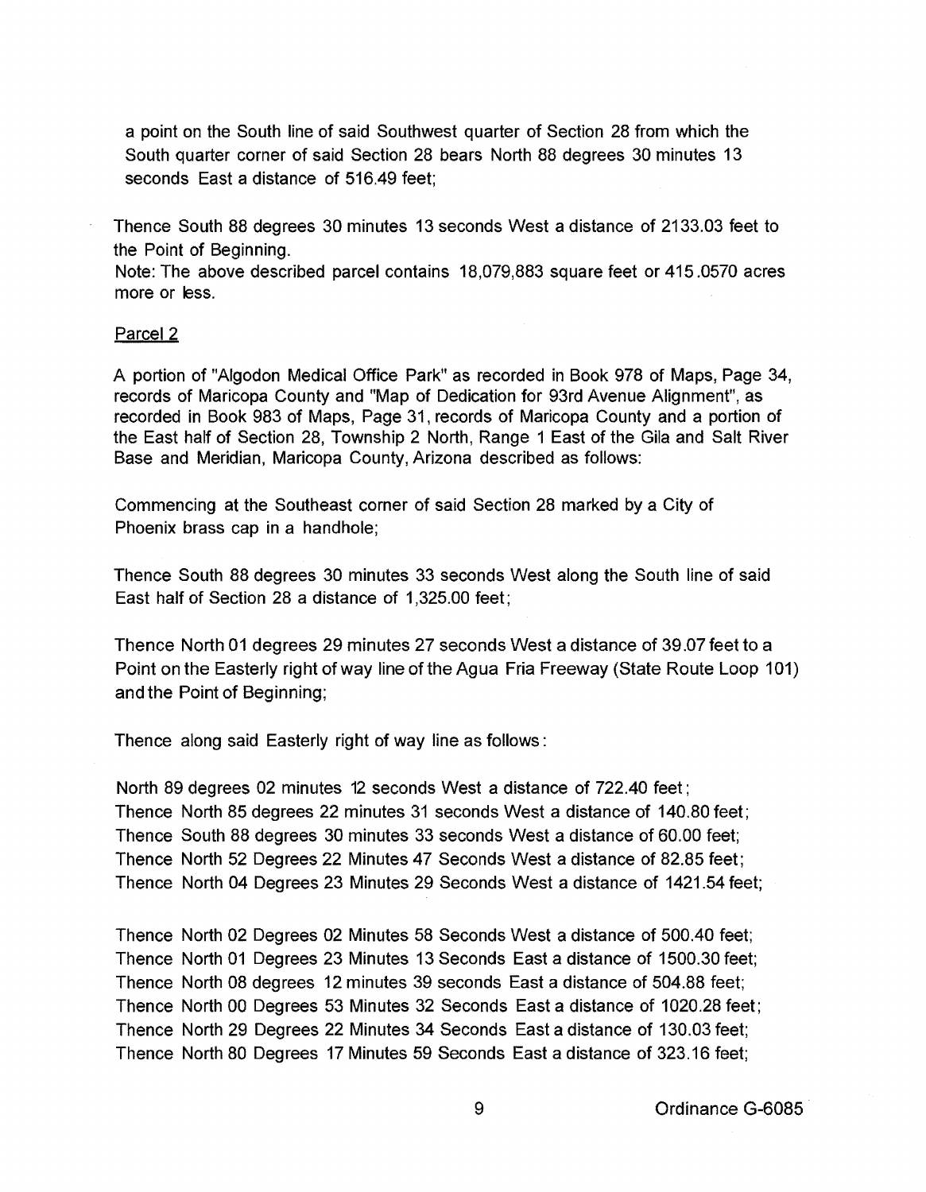a point on the South line of said Southwest quarter of Section 28 from which the South quarter corner of said Section 28 bears North 88 degrees 30 minutes 13 seconds East a distance of 516.49 feet;

Thence South 88 degrees 30 minutes 13 seconds West a distance of 2133.03 feet to the Point of Beginning.

Note: The above described parcel contains 18,079,883 square feet or 415.0570 acres more or less.

Parcel 2

A portion of "Algodon Medical Office Park" as recorded in Book 978 of Maps, Page 34, records of Maricopa County and "Map of Dedication for 93rd Avenue Alignment", as recorded in Book 983 of Maps, Page 31, records of Maricopa County and a portion of the East half of Section 28, Township 2 North, Range 1 East of the Gila and Salt River Base and Meridian, Maricopa County, Arizona described as follows:

Commencing at the Southeast corner of said Section 28 marked by a City of Phoenix brass cap in a handhole;

Thence South 88 degrees 30 minutes 33 seconds West along the South line of said East half of Section 28 a distance of 1,325.00 feet;

Thence North 01 degrees 29 minutes 27 seconds West a distance of 39.07 feet to a Point on the Easterly right of way line of the Agua Fria Freeway (State Route Loop 101) and the Point of Beginning;

Thence along said Easterly right of way line as follows:

North 89 degrees 02 minutes 12 seconds West a distance of 722.40 feet;
Thence North 85 degrees 22 minutes 31 seconds West a distance of 140.80 feet;
Thence South 88 degrees 30 minutes 33 seconds West a distance of 60.00 feet;
Thence North 52 Degrees 22 Minutes 47 Seconds West a distance of 82.85 feet;
Thence North 04 Degrees 23 Minutes 29 Seconds West a distance of 1421.54 feet;

Thence North 02 Degrees 02 Minutes 58 Seconds West a distance of 500.40 feet;
Thence North 01 Degrees 23 Minutes 13 Seconds East a distance of 1500.30 feet;
Thence North 08 degrees 12 minutes 39 seconds East a distance of 504.88 feet;
Thence North 00 Degrees 53 Minutes 32 Seconds East a distance of 1020.28 feet;
Thence North 29 Degrees 22 Minutes 34 Seconds East a distance of 130.03 feet;
Thence North 80 Degrees 17 Minutes 59 Seconds East a distance of 323.16 feet;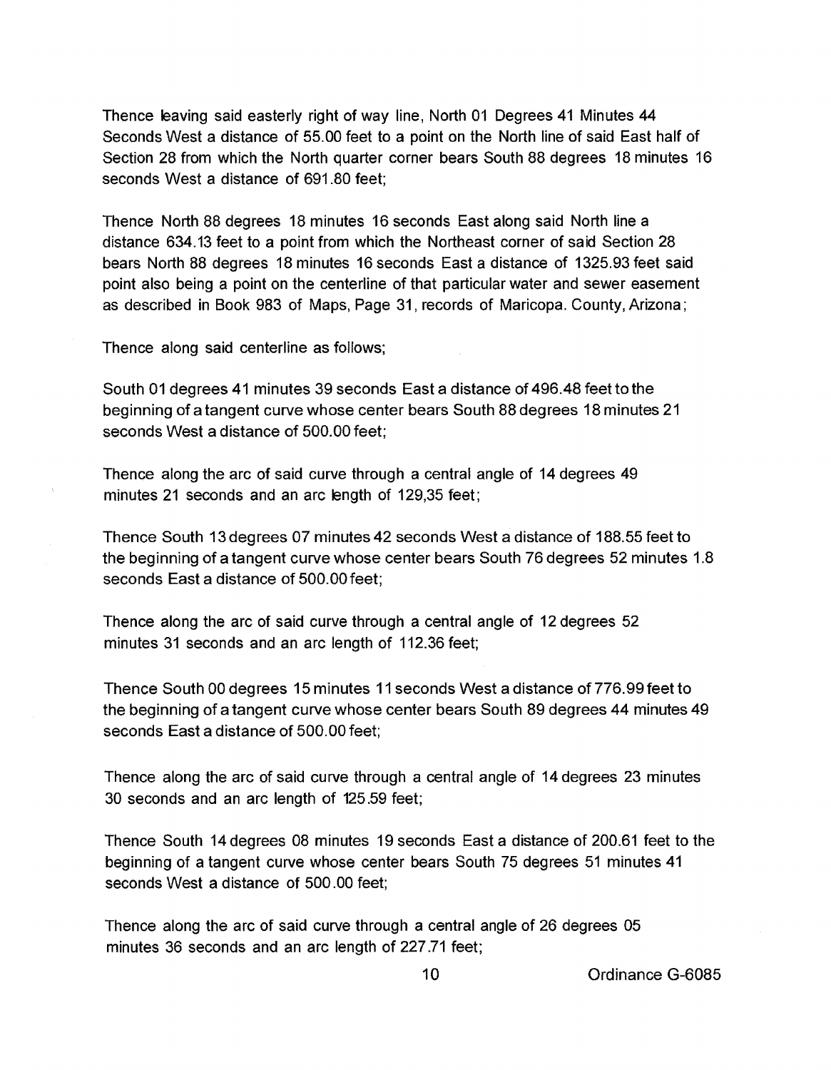Thence leaving said easterly right of way line, North 01 Degrees 41 Minutes 44 Seconds West a distance of 55.00 feet to a point on the North line of said East half of Section 28 from which the North quarter corner bears South 88 degrees 18 minutes 16 seconds West a distance of 691.80 feet;

Thence North 88 degrees 18 minutes 16 seconds East along said North line a distance 634.13 feet to a point from which the Northeast corner of said Section 28 bears North 88 degrees 18 minutes 16 seconds East a distance of 1325.93 feet said point also being a point on the centerline of that particular water and sewer easement as described in Book 983 of Maps, Page 31, records of Maricopa. County, Arizona;

Thence along said centerline as follows;

South 01 degrees 41 minutes 39 seconds East a distance of 496.48 feet to the beginning of a tangent curve whose center bears South 88 degrees 18 minutes 21 seconds West a distance of 500.00 feet;

Thence along the arc of said curve through a central angle of 14 degrees 49 minutes 21 seconds and an arc length of 129,35 feet;

Thence South 13 degrees 07 minutes 42 seconds West a distance of 188.55 feet to the beginning of a tangent curve whose center bears South 76 degrees 52 minutes 1.8 seconds East a distance of 500.00 feet;

Thence along the arc of said curve through a central angle of 12 degrees 52 minutes 31 seconds and an arc length of 112.36 feet;

Thence South 00 degrees 15 minutes 11 seconds West a distance of 776.99 feet to the beginning of a tangent curve whose center bears South 89 degrees 44 minutes 49 seconds East a distance of 500.00 feet;

Thence along the arc of said curve through a central angle of 14 degrees 23 minutes 30 seconds and an arc length of 125.59 feet;

Thence South 14 degrees 08 minutes 19 seconds East a distance of 200.61 feet to the beginning of a tangent curve whose center bears South 75 degrees 51 minutes 41 seconds West a distance of 500.00 feet;

Thence along the arc of said curve through a central angle of 26 degrees 05 minutes 36 seconds and an arc length of 227.71 feet;

Ordinance G-6085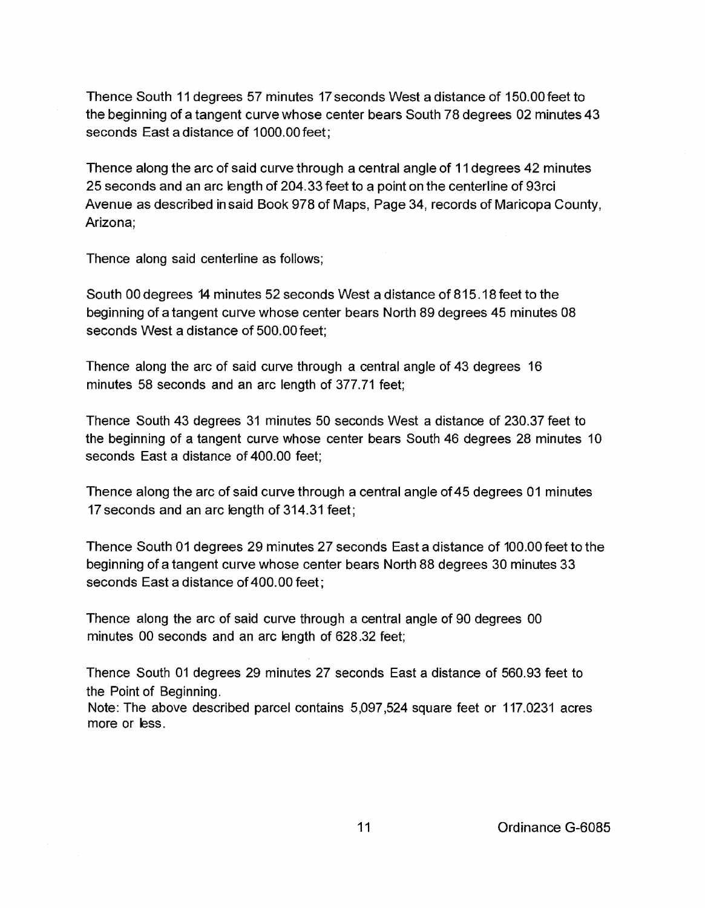Thence South 11 degrees 57 minutes 17 seconds West a distance of 150.00 feet to the beginning of a tangent curve whose center bears South 78 degrees 02 minutes 43 seconds East a distance of 1000.00 feet;

Thence along the arc of said curve through a central angle of 11 degrees 42 minutes 25 seconds and an arc length of 204.33 feet to a point on the centerline of 93rci Avenue as described in said Book 978 of Maps, Page 34, records of Maricopa County, Arizona;

Thence along said centerline as follows;

South 00 degrees 14 minutes 52 seconds West a distance of 815.18 feet to the beginning of a tangent curve whose center bears North 89 degrees 45 minutes 08 seconds West a distance of 500.00 feet;

Thence along the arc of said curve through a central angle of 43 degrees 16 minutes 58 seconds and an arc length of 377.71 feet;

Thence South 43 degrees 31 minutes 50 seconds West a distance of 230.37 feet to the beginning of a tangent curve whose center bears South 46 degrees 28 minutes 10 seconds East a distance of 400.00 feet;

Thence along the arc of said curve through a central angle of 45 degrees 01 minutes 17 seconds and an arc length of 314.31 feet;

Thence South 01 degrees 29 minutes 27 seconds East a distance of 100.00 feet to the beginning of a tangent curve whose center bears North 88 degrees 30 minutes 33 seconds East a distance of 400.00 feet;

Thence along the arc of said curve through a central angle of 90 degrees 00 minutes 00 seconds and an arc length of 628.32 feet;

Thence South 01 degrees 29 minutes 27 seconds East a distance of 560.93 feet to the Point of Beginning.
Note: The above described parcel contains 5,097,524 square feet or 117.0231 acres more or less.

Ordinance G-6085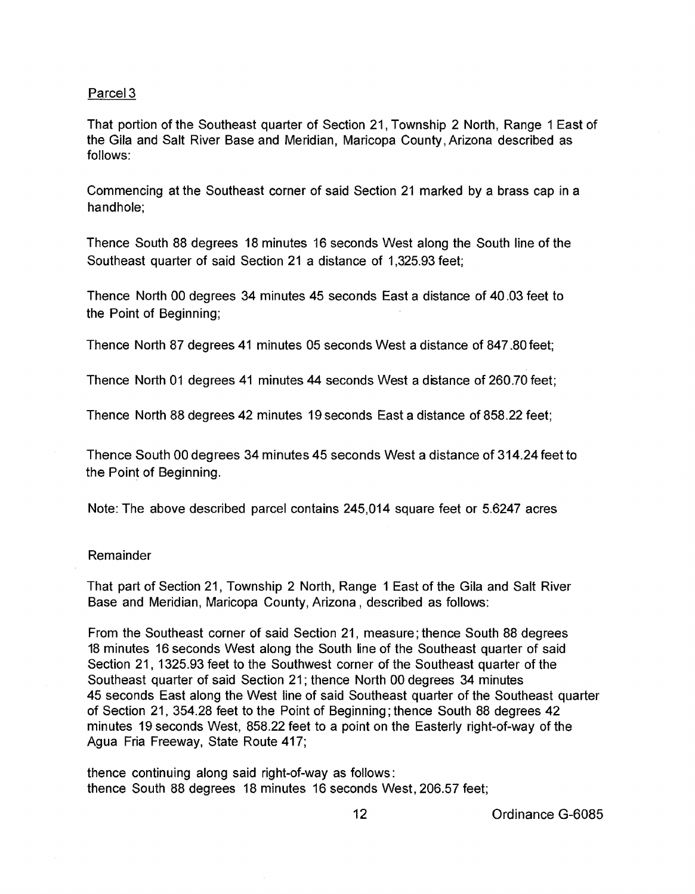Parcel 3

That portion of the Southeast quarter of Section 21, Township 2 North, Range 1 East of the Gila and Salt River Base and Meridian, Maricopa County, Arizona described as follows:

Commencing at the Southeast corner of said Section 21 marked by a brass cap in a handhole;

Thence South 88 degrees 18 minutes 16 seconds West along the South line of the Southeast quarter of said Section 21 a distance of 1,325.93 feet;

Thence North 00 degrees 34 minutes 45 seconds East a distance of 40.03 feet to the Point of Beginning;

Thence North 87 degrees 41 minutes 05 seconds West a distance of 847.80 feet;

Thence North 01 degrees 41 minutes 44 seconds West a distance of 260.70 feet;

Thence North 88 degrees 42 minutes 19 seconds East a distance of 858.22 feet;

Thence South 00 degrees 34 minutes 45 seconds West a distance of 314.24 feet to the Point of Beginning.

Note: The above described parcel contains 245,014 square feet or 5.6247 acres

Remainder

That part of Section 21, Township 2 North, Range 1 East of the Gila and Salt River Base and Meridian, Maricopa County, Arizona, described as follows:

From the Southeast corner of said Section 21, measure; thence South 88 degrees 18 minutes 16 seconds West along the South line of the Southeast quarter of said Section 21, 1325.93 feet to the Southwest corner of the Southeast quarter of the Southeast quarter of said Section 21; thence North 00 degrees 34 minutes 45 seconds East along the West line of said Southeast quarter of the Southeast quarter of Section 21, 354.28 feet to the Point of Beginning; thence South 88 degrees 42 minutes 19 seconds West, 858.22 feet to a point on the Easterly right-of-way of the Agua Fria Freeway, State Route 417;

thence continuing along said right-of-way as follows:
thence South 88 degrees 18 minutes 16 seconds West, 206.57 feet;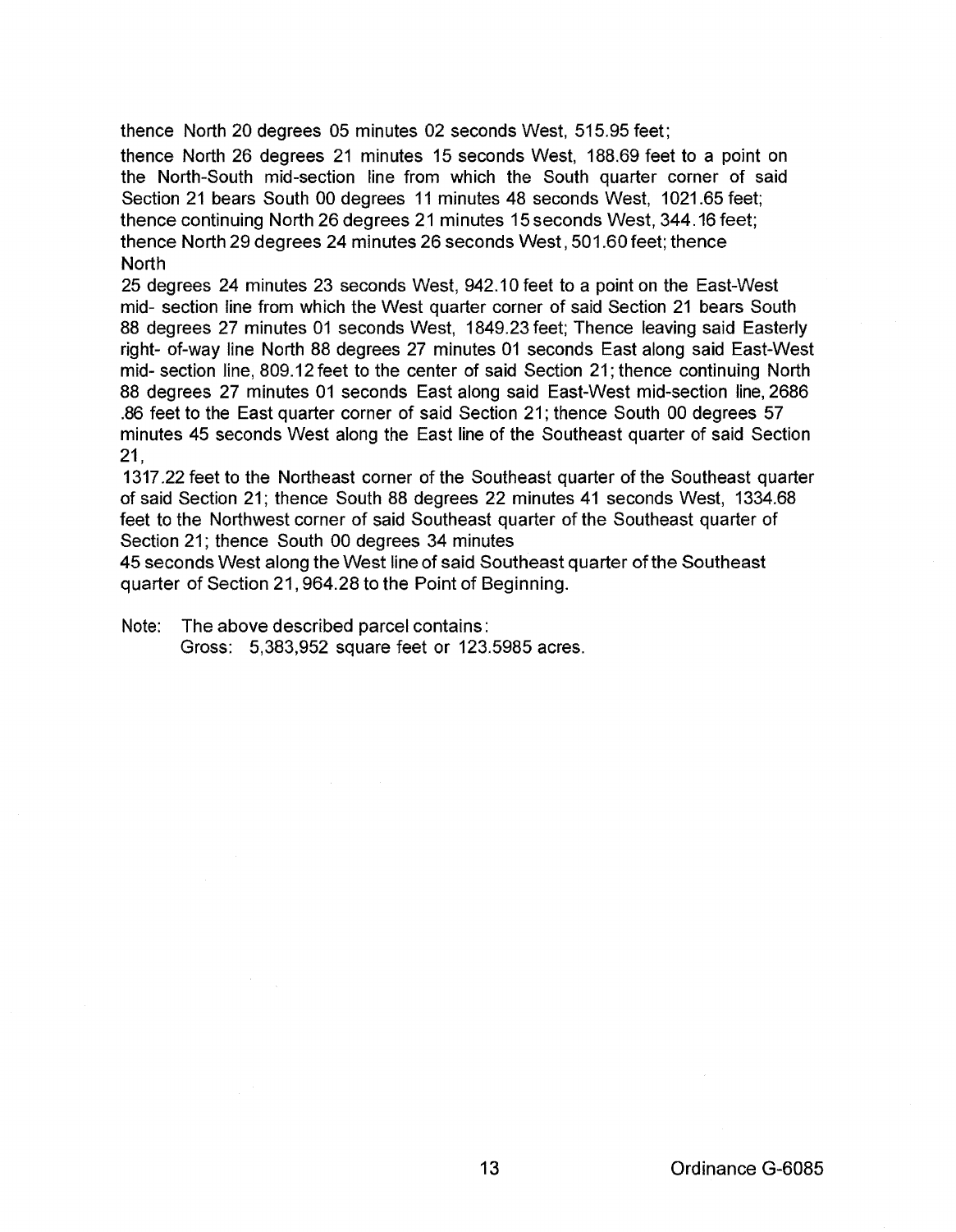thence North 20 degrees 05 minutes 02 seconds West, 515.95 feet;

thence North 26 degrees 21 minutes 15 seconds West, 188.69 feet to a point on the North-South mid-section line from which the South quarter corner of said Section 21 bears South 00 degrees 11 minutes 48 seconds West, 1021.65 feet; thence continuing North 26 degrees 21 minutes 15 seconds West, 344.16 feet; thence North 29 degrees 24 minutes 26 seconds West, 501.60 feet; thence North

25 degrees 24 minutes 23 seconds West, 942.10 feet to a point on the East-West mid- section line from which the West quarter corner of said Section 21 bears South 88 degrees 27 minutes 01 seconds West, 1849.23 feet; Thence leaving said Easterly right- of-way line North 88 degrees 27 minutes 01 seconds East along said East-West mid- section line, 809.12 feet to the center of said Section 21; thence continuing North 88 degrees 27 minutes 01 seconds East along said East-West mid-section line, 2686 .86 feet to the East quarter corner of said Section 21; thence South 00 degrees 57 minutes 45 seconds West along the East line of the Southeast quarter of said Section 21,

1317.22 feet to the Northeast corner of the Southeast quarter of the Southeast quarter of said Section 21; thence South 88 degrees 22 minutes 41 seconds West, 1334.68 feet to the Northwest corner of said Southeast quarter of the Southeast quarter of Section 21; thence South 00 degrees 34 minutes

45 seconds West along the West line of said Southeast quarter of the Southeast quarter of Section 21, 964.28 to the Point of Beginning.

Note: The above described parcel contains:
Gross: 5,383,952 square feet or 123.5985 acres.

Ordinance G-6085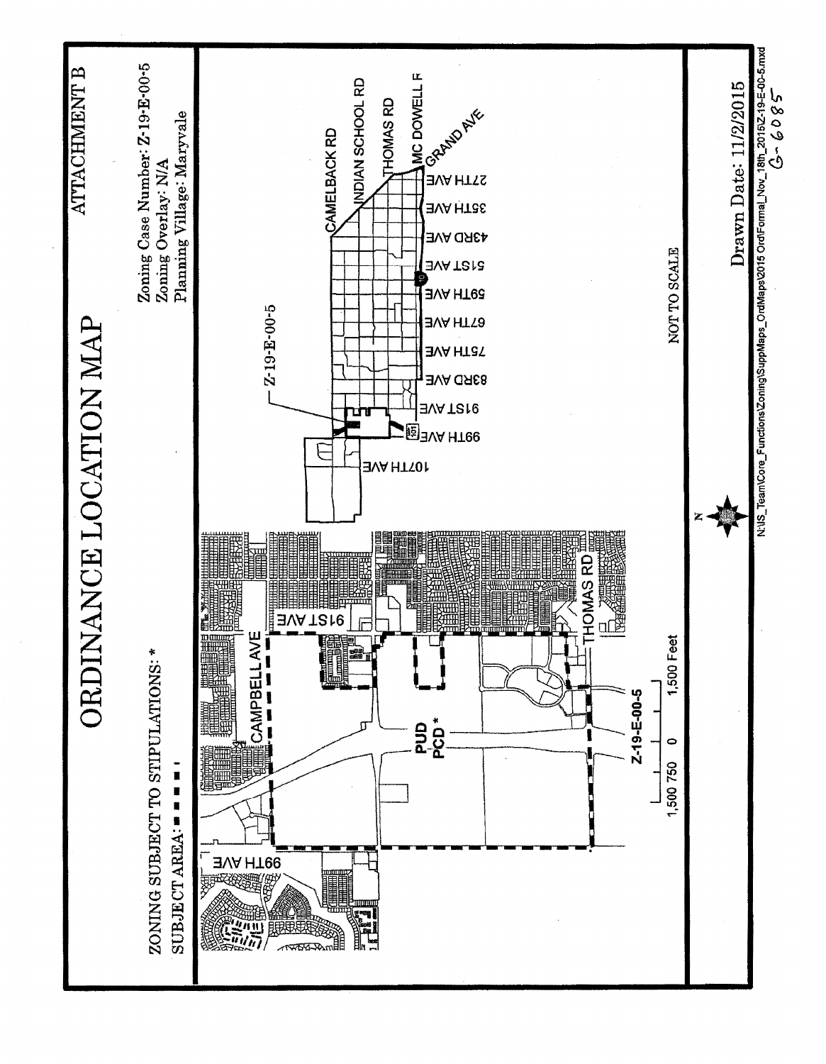# ORDINANCE LOCATION MAP

ATTACHMENT B

ZONING SUBJECT TO STIPULATIONS: *

SUBJECT AREA: ■ ■ ■ ■

Zoning Case Number: Z-19-E-00-5

Zoning Overlay: N/A

Planning Village: Maryvale

99TH AVE

CAMPBELL AVE

91ST AVE

PUD

PCD *

THOMAS RD

Z-19-E-00-5

1,500 750 0 1,500 Feet

Z-19-E-00-5

CAMELBACK RD

INDIAN SCHOOL RD

THOMAS RD

MC DOWELL R

GRAND AVE

27TH AVE

35TH AVE

43RD AVE

51ST AVE

59TH AVE

67TH AVE

75TH AVE

83RD AVE

91ST AVE

99TH AVE

107TH AVE

NOT TO SCALE

N

Drawn Date: 11/2/2015

N:\IS_Team\Core_Functions\Zoning\SuppMaps_OrdMaps\2015 Ord\Formal_Nov_18th_2015\Z-19-E-00-5.mxd

G-6085